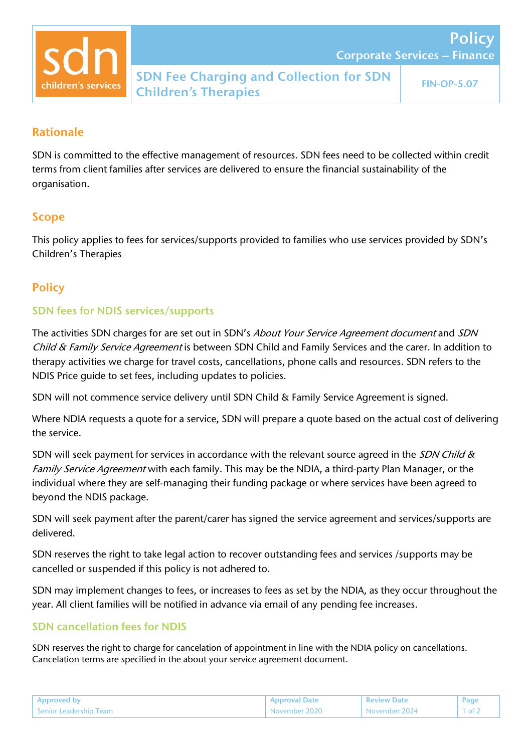# SDN Fee Charging and Collection for SDN Children's Therapies

**Policy**
**Corporate Services – Finance**
**FIN-OP-5.07**

## Rationale

SDN is committed to the effective management of resources. SDN fees need to be collected within credit terms from client families after services are delivered to ensure the financial sustainability of the organisation.

## Scope

This policy applies to fees for services/supports provided to families who use services provided by SDN's Children's Therapies

## Policy

### SDN fees for NDIS services/supports

The activities SDN charges for are set out in SDN's *About Your Service Agreement document* and *SDN Child & Family Service Agreement* is between SDN Child and Family Services and the carer. In addition to therapy activities we charge for travel costs, cancellations, phone calls and resources. SDN refers to the NDIS Price guide to set fees, including updates to policies.

SDN will not commence service delivery until SDN Child & Family Service Agreement is signed.

Where NDIA requests a quote for a service, SDN will prepare a quote based on the actual cost of delivering the service.

SDN will seek payment for services in accordance with the relevant source agreed in the *SDN Child & Family Service Agreement* with each family. This may be the NDIA, a third-party Plan Manager, or the individual where they are self-managing their funding package or where services have been agreed to beyond the NDIS package.

SDN will seek payment after the parent/carer has signed the service agreement and services/supports are delivered.

SDN reserves the right to take legal action to recover outstanding fees and services /supports may be cancelled or suspended if this policy is not adhered to.

SDN may implement changes to fees, or increases to fees as set by the NDIA, as they occur throughout the year. All client families will be notified in advance via email of any pending fee increases.

### SDN cancellation fees for NDIS

SDN reserves the right to charge for cancelation of appointment in line with the NDIA policy on cancellations. Cancelation terms are specified in the about your service agreement document.

| Approved by | Approval Date | Review Date |
| --- | --- | --- |
| Senior Leadership Team | November 2020 | November 2024 |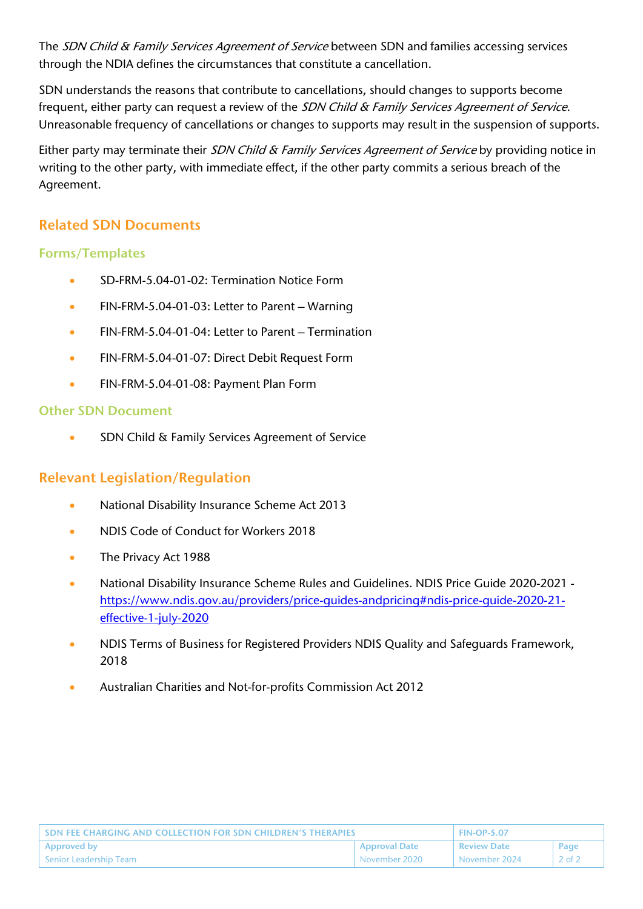The *SDN Child & Family Services Agreement of Service* between SDN and families accessing services through the NDIA defines the circumstances that constitute a cancellation.

SDN understands the reasons that contribute to cancellations, should changes to supports become frequent, either party can request a review of the *SDN Child & Family Services Agreement of Service*. Unreasonable frequency of cancellations or changes to supports may result in the suspension of supports.

Either party may terminate their *SDN Child & Family Services Agreement of Service* by providing notice in writing to the other party, with immediate effect, if the other party commits a serious breach of the Agreement.

## Related SDN Documents

### Forms/Templates

- SD-FRM-5.04-01-02: Termination Notice Form
- FIN-FRM-5.04-01-03: Letter to Parent – Warning
- FIN-FRM-5.04-01-04: Letter to Parent – Termination
- FIN-FRM-5.04-01-07: Direct Debit Request Form
- FIN-FRM-5.04-01-08: Payment Plan Form

### Other SDN Document

- SDN Child & Family Services Agreement of Service

## Relevant Legislation/Regulation

- National Disability Insurance Scheme Act 2013
- NDIS Code of Conduct for Workers 2018
- The Privacy Act 1988
- National Disability Insurance Scheme Rules and Guidelines. NDIS Price Guide 2020-2021 - https://www.ndis.gov.au/providers/price-guides-andpricing#ndis-price-guide-2020-21-effective-1-july-2020
- NDIS Terms of Business for Registered Providers NDIS Quality and Safeguards Framework, 2018
- Australian Charities and Not-for-profits Commission Act 2012